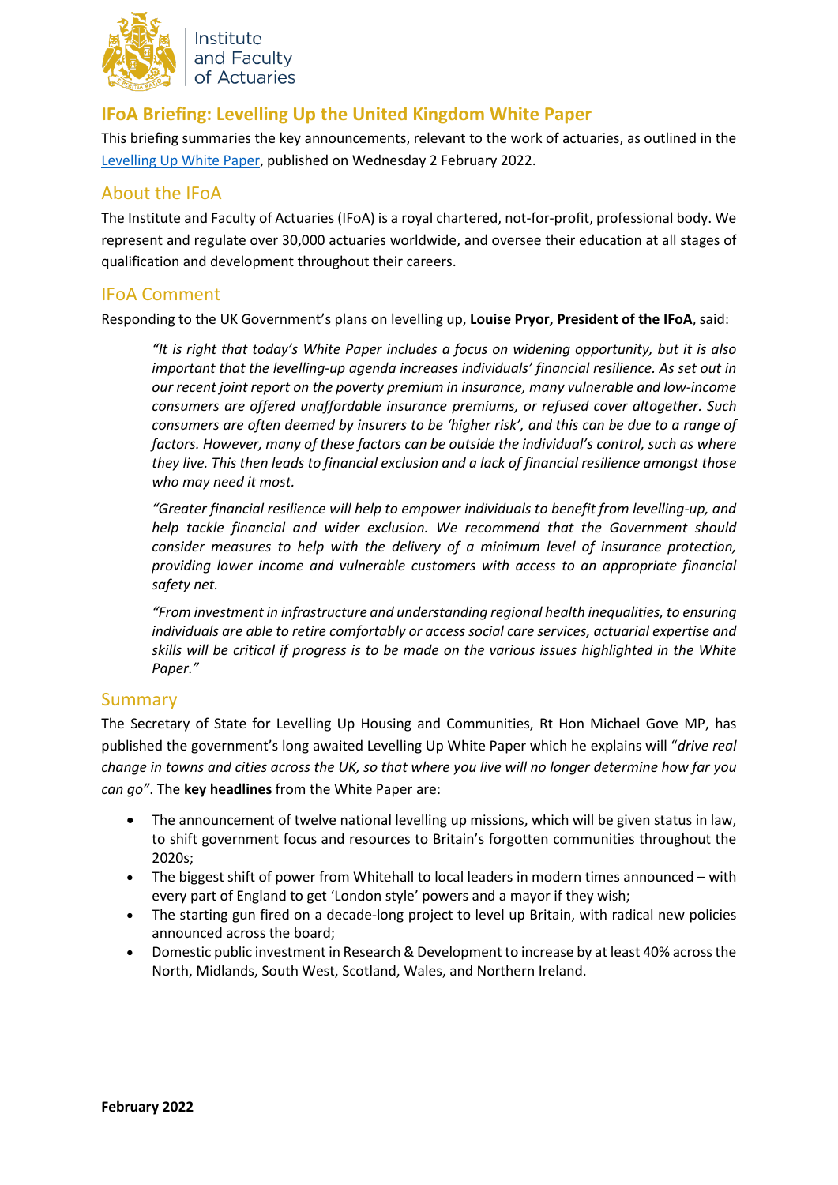Institute and Faculty of Actuaries

# IFoA Briefing: Levelling Up the United Kingdom White Paper

This briefing summaries the key announcements, relevant to the work of actuaries, as outlined in the Levelling Up White Paper, published on Wednesday 2 February 2022.

## About the IFoA

The Institute and Faculty of Actuaries (IFoA) is a royal chartered, not-for-profit, professional body. We represent and regulate over 30,000 actuaries worldwide, and oversee their education at all stages of qualification and development throughout their careers.

## IFoA Comment

Responding to the UK Government's plans on levelling up, **Louise Pryor, President of the IFoA**, said:

> *"It is right that today's White Paper includes a focus on widening opportunity, but it is also important that the levelling-up agenda increases individuals' financial resilience. As set out in our recent joint report on the poverty premium in insurance, many vulnerable and low-income consumers are offered unaffordable insurance premiums, or refused cover altogether. Such consumers are often deemed by insurers to be 'higher risk', and this can be due to a range of factors. However, many of these factors can be outside the individual's control, such as where they live. This then leads to financial exclusion and a lack of financial resilience amongst those who may need it most.*
>
> *"Greater financial resilience will help to empower individuals to benefit from levelling-up, and help tackle financial and wider exclusion. We recommend that the Government should consider measures to help with the delivery of a minimum level of insurance protection, providing lower income and vulnerable customers with access to an appropriate financial safety net.*
>
> *"From investment in infrastructure and understanding regional health inequalities, to ensuring individuals are able to retire comfortably or access social care services, actuarial expertise and skills will be critical if progress is to be made on the various issues highlighted in the White Paper."*

## Summary

The Secretary of State for Levelling Up Housing and Communities, Rt Hon Michael Gove MP, has published the government's long awaited Levelling Up White Paper which he explains will "*drive real change in towns and cities across the UK, so that where you live will no longer determine how far you can go*". The **key headlines** from the White Paper are:

- The announcement of twelve national levelling up missions, which will be given status in law, to shift government focus and resources to Britain's forgotten communities throughout the 2020s;
- The biggest shift of power from Whitehall to local leaders in modern times announced – with every part of England to get 'London style' powers and a mayor if they wish;
- The starting gun fired on a decade-long project to level up Britain, with radical new policies announced across the board;
- Domestic public investment in Research & Development to increase by at least 40% across the North, Midlands, South West, Scotland, Wales, and Northern Ireland.

**February 2022**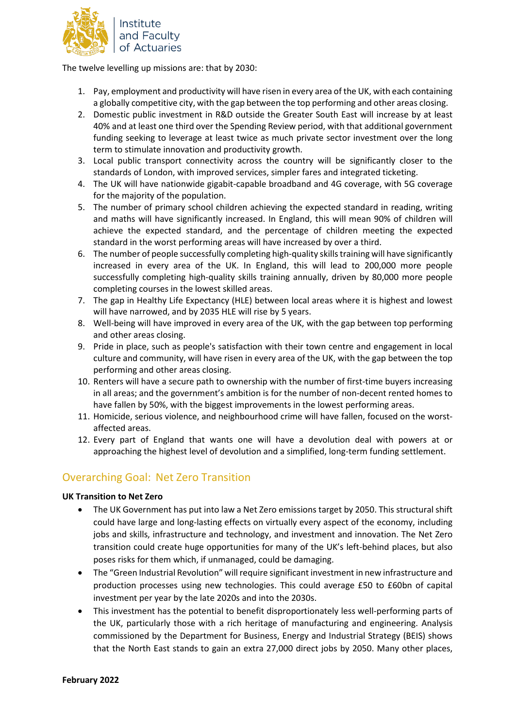The twelve levelling up missions are: that by 2030:

1. Pay, employment and productivity will have risen in every area of the UK, with each containing a globally competitive city, with the gap between the top performing and other areas closing.
2. Domestic public investment in R&D outside the Greater South East will increase by at least 40% and at least one third over the Spending Review period, with that additional government funding seeking to leverage at least twice as much private sector investment over the long term to stimulate innovation and productivity growth.
3. Local public transport connectivity across the country will be significantly closer to the standards of London, with improved services, simpler fares and integrated ticketing.
4. The UK will have nationwide gigabit-capable broadband and 4G coverage, with 5G coverage for the majority of the population.
5. The number of primary school children achieving the expected standard in reading, writing and maths will have significantly increased. In England, this will mean 90% of children will achieve the expected standard, and the percentage of children meeting the expected standard in the worst performing areas will have increased by over a third.
6. The number of people successfully completing high-quality skills training will have significantly increased in every area of the UK. In England, this will lead to 200,000 more people successfully completing high-quality skills training annually, driven by 80,000 more people completing courses in the lowest skilled areas.
7. The gap in Healthy Life Expectancy (HLE) between local areas where it is highest and lowest will have narrowed, and by 2035 HLE will rise by 5 years.
8. Well-being will have improved in every area of the UK, with the gap between top performing and other areas closing.
9. Pride in place, such as people's satisfaction with their town centre and engagement in local culture and community, will have risen in every area of the UK, with the gap between the top performing and other areas closing.
10. Renters will have a secure path to ownership with the number of first-time buyers increasing in all areas; and the government's ambition is for the number of non-decent rented homes to have fallen by 50%, with the biggest improvements in the lowest performing areas.
11. Homicide, serious violence, and neighbourhood crime will have fallen, focused on the worst-affected areas.
12. Every part of England that wants one will have a devolution deal with powers at or approaching the highest level of devolution and a simplified, long-term funding settlement.

## Overarching Goal: Net Zero Transition

**UK Transition to Net Zero**

- The UK Government has put into law a Net Zero emissions target by 2050. This structural shift could have large and long-lasting effects on virtually every aspect of the economy, including jobs and skills, infrastructure and technology, and investment and innovation. The Net Zero transition could create huge opportunities for many of the UK's left-behind places, but also poses risks for them which, if unmanaged, could be damaging.
- The "Green Industrial Revolution" will require significant investment in new infrastructure and production processes using new technologies. This could average £50 to £60bn of capital investment per year by the late 2020s and into the 2030s.
- This investment has the potential to benefit disproportionately less well-performing parts of the UK, particularly those with a rich heritage of manufacturing and engineering. Analysis commissioned by the Department for Business, Energy and Industrial Strategy (BEIS) shows that the North East stands to gain an extra 27,000 direct jobs by 2050. Many other places,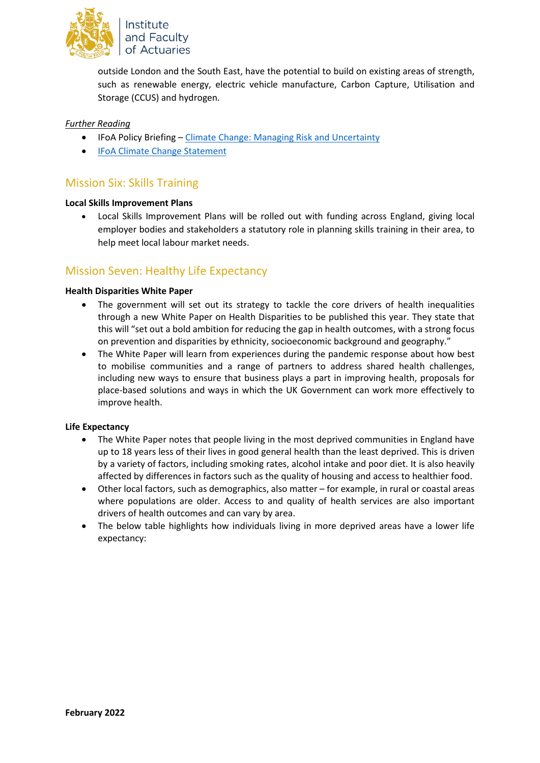outside London and the South East, have the potential to build on existing areas of strength, such as renewable energy, electric vehicle manufacture, Carbon Capture, Utilisation and Storage (CCUS) and hydrogen.

*Further Reading*

- IFoA Policy Briefing – Climate Change: Managing Risk and Uncertainty
- IFoA Climate Change Statement

## Mission Six: Skills Training

**Local Skills Improvement Plans**

- Local Skills Improvement Plans will be rolled out with funding across England, giving local employer bodies and stakeholders a statutory role in planning skills training in their area, to help meet local labour market needs.

## Mission Seven: Healthy Life Expectancy

**Health Disparities White Paper**

- The government will set out its strategy to tackle the core drivers of health inequalities through a new White Paper on Health Disparities to be published this year. They state that this will "set out a bold ambition for reducing the gap in health outcomes, with a strong focus on prevention and disparities by ethnicity, socioeconomic background and geography."
- The White Paper will learn from experiences during the pandemic response about how best to mobilise communities and a range of partners to address shared health challenges, including new ways to ensure that business plays a part in improving health, proposals for place-based solutions and ways in which the UK Government can work more effectively to improve health.

**Life Expectancy**

- The White Paper notes that people living in the most deprived communities in England have up to 18 years less of their lives in good general health than the least deprived. This is driven by a variety of factors, including smoking rates, alcohol intake and poor diet. It is also heavily affected by differences in factors such as the quality of housing and access to healthier food.
- Other local factors, such as demographics, also matter – for example, in rural or coastal areas where populations are older. Access to and quality of health services are also important drivers of health outcomes and can vary by area.
- The below table highlights how individuals living in more deprived areas have a lower life expectancy: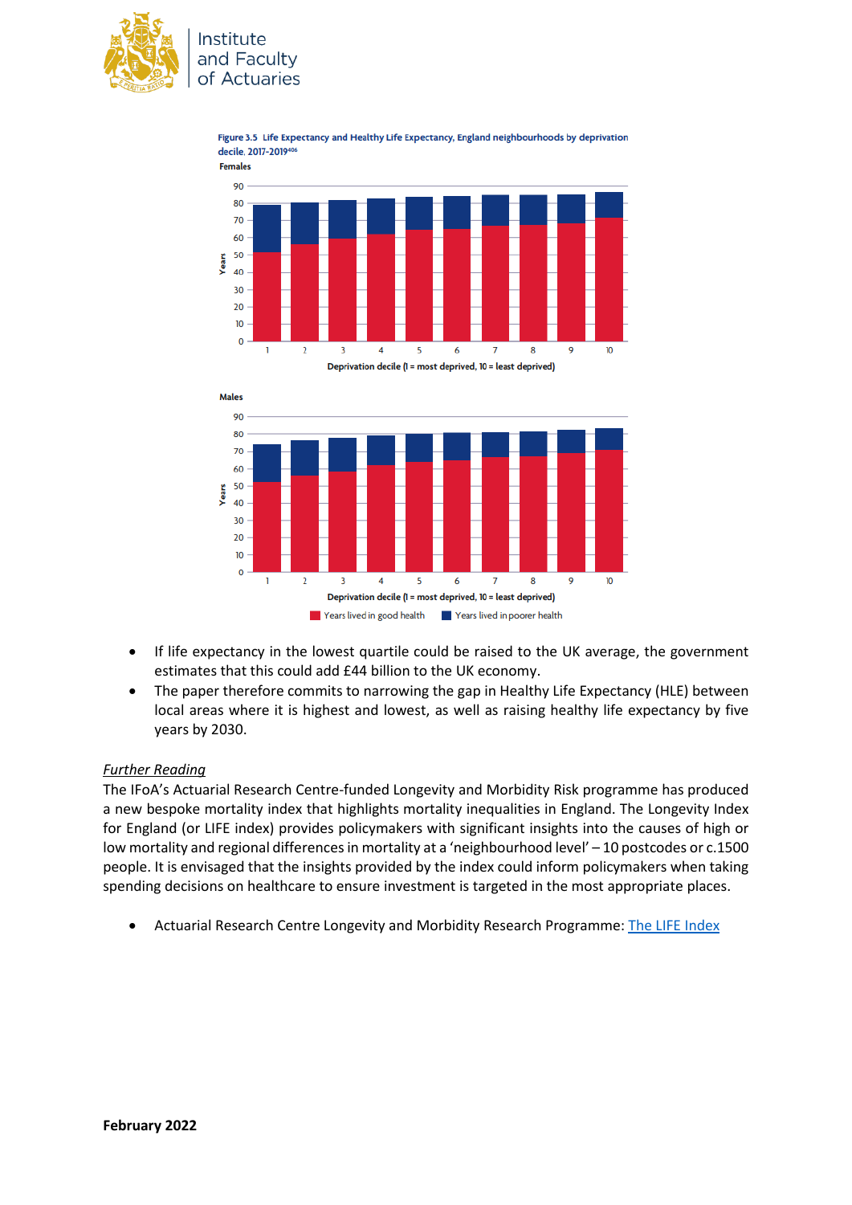Figure 3.5 Life Expectancy and Healthy Life Expectancy, England neighbourhoods by deprivation decile, 2017-2019[406]

- If life expectancy in the lowest quartile could be raised to the UK average, the government estimates that this could add £44 billion to the UK economy.
- The paper therefore commits to narrowing the gap in Healthy Life Expectancy (HLE) between local areas where it is highest and lowest, as well as raising healthy life expectancy by five years by 2030.

*Further Reading*

The IFoA's Actuarial Research Centre-funded Longevity and Morbidity Risk programme has produced a new bespoke mortality index that highlights mortality inequalities in England. The Longevity Index for England (or LIFE index) provides policymakers with significant insights into the causes of high or low mortality and regional differences in mortality at a 'neighbourhood level' – 10 postcodes or c.1500 people. It is envisaged that the insights provided by the index could inform policymakers when taking spending decisions on healthcare to ensure investment is targeted in the most appropriate places.

- Actuarial Research Centre Longevity and Morbidity Research Programme: The LIFE Index

**February 2022**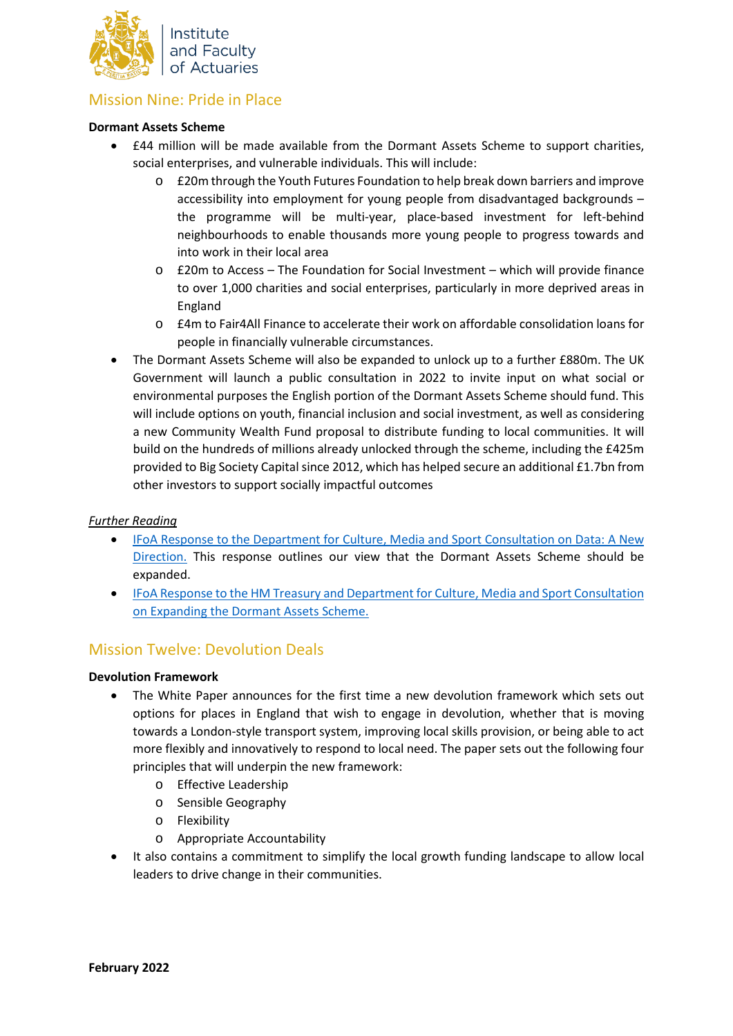## Mission Nine: Pride in Place

**Dormant Assets Scheme**

- £44 million will be made available from the Dormant Assets Scheme to support charities, social enterprises, and vulnerable individuals. This will include:
    - £20m through the Youth Futures Foundation to help break down barriers and improve accessibility into employment for young people from disadvantaged backgrounds – the programme will be multi-year, place-based investment for left-behind neighbourhoods to enable thousands more young people to progress towards and into work in their local area
    - £20m to Access – The Foundation for Social Investment – which will provide finance to over 1,000 charities and social enterprises, particularly in more deprived areas in England
    - £4m to Fair4All Finance to accelerate their work on affordable consolidation loans for people in financially vulnerable circumstances.
- The Dormant Assets Scheme will also be expanded to unlock up to a further £880m. The UK Government will launch a public consultation in 2022 to invite input on what social or environmental purposes the English portion of the Dormant Assets Scheme should fund. This will include options on youth, financial inclusion and social investment, as well as considering a new Community Wealth Fund proposal to distribute funding to local communities. It will build on the hundreds of millions already unlocked through the scheme, including the £425m provided to Big Society Capital since 2012, which has helped secure an additional £1.7bn from other investors to support socially impactful outcomes

*Further Reading*

- IFoA Response to the Department for Culture, Media and Sport Consultation on Data: A New Direction. This response outlines our view that the Dormant Assets Scheme should be expanded.
- IFoA Response to the HM Treasury and Department for Culture, Media and Sport Consultation on Expanding the Dormant Assets Scheme.

## Mission Twelve: Devolution Deals

**Devolution Framework**

- The White Paper announces for the first time a new devolution framework which sets out options for places in England that wish to engage in devolution, whether that is moving towards a London-style transport system, improving local skills provision, or being able to act more flexibly and innovatively to respond to local need. The paper sets out the following four principles that will underpin the new framework:
    - Effective Leadership
    - Sensible Geography
    - Flexibility
    - Appropriate Accountability
- It also contains a commitment to simplify the local growth funding landscape to allow local leaders to drive change in their communities.

**February 2022**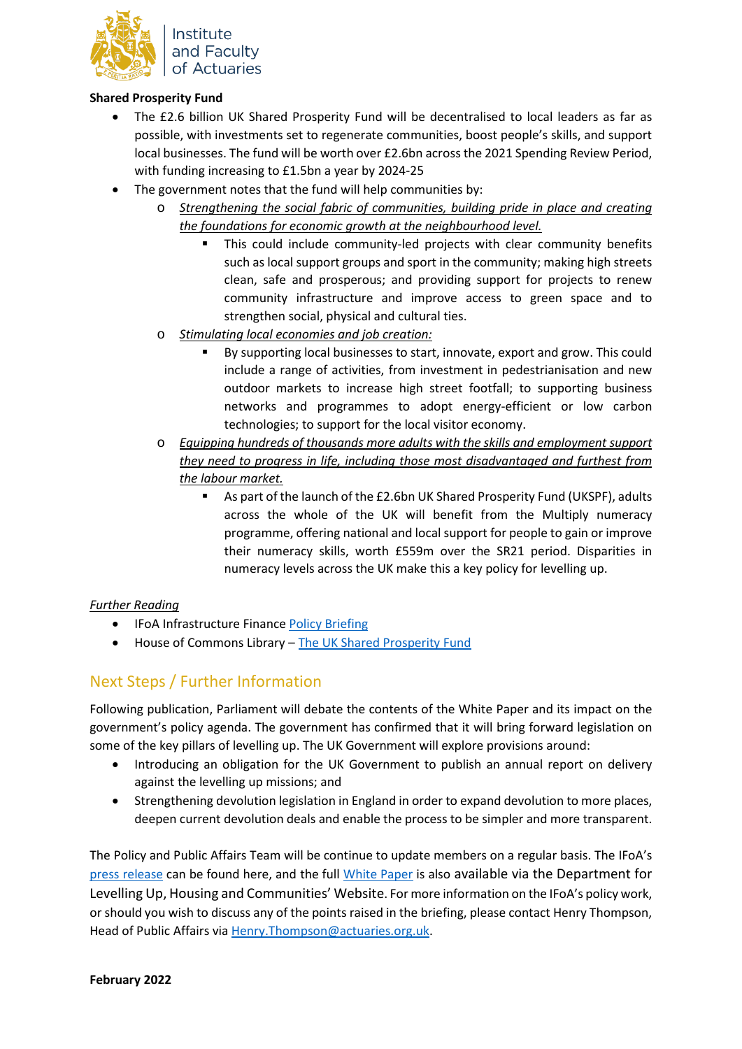**Shared Prosperity Fund**

- The £2.6 billion UK Shared Prosperity Fund will be decentralised to local leaders as far as possible, with investments set to regenerate communities, boost people's skills, and support local businesses. The fund will be worth over £2.6bn across the 2021 Spending Review Period, with funding increasing to £1.5bn a year by 2024-25
- The government notes that the fund will help communities by:
    - *Strengthening the social fabric of communities, building pride in place and creating the foundations for economic growth at the neighbourhood level.*
        - This could include community-led projects with clear community benefits such as local support groups and sport in the community; making high streets clean, safe and prosperous; and providing support for projects to renew community infrastructure and improve access to green space and to strengthen social, physical and cultural ties.
    - *Stimulating local economies and job creation:*
        - By supporting local businesses to start, innovate, export and grow. This could include a range of activities, from investment in pedestrianisation and new outdoor markets to increase high street footfall; to supporting business networks and programmes to adopt energy-efficient or low carbon technologies; to support for the local visitor economy.
    - *Equipping hundreds of thousands more adults with the skills and employment support they need to progress in life, including those most disadvantaged and furthest from the labour market.*
        - As part of the launch of the £2.6bn UK Shared Prosperity Fund (UKSPF), adults across the whole of the UK will benefit from the Multiply numeracy programme, offering national and local support for people to gain or improve their numeracy skills, worth £559m over the SR21 period. Disparities in numeracy levels across the UK make this a key policy for levelling up.

*Further Reading*

- IFoA Infrastructure Finance Policy Briefing
- House of Commons Library – The UK Shared Prosperity Fund

## Next Steps / Further Information

Following publication, Parliament will debate the contents of the White Paper and its impact on the government's policy agenda. The government has confirmed that it will bring forward legislation on some of the key pillars of levelling up. The UK Government will explore provisions around:

- Introducing an obligation for the UK Government to publish an annual report on delivery against the levelling up missions; and
- Strengthening devolution legislation in England in order to expand devolution to more places, deepen current devolution deals and enable the process to be simpler and more transparent.

The Policy and Public Affairs Team will be continue to update members on a regular basis. The IFoA's press release can be found here, and the full White Paper is also available via the Department for Levelling Up, Housing and Communities' Website. For more information on the IFoA's policy work, or should you wish to discuss any of the points raised in the briefing, please contact Henry Thompson, Head of Public Affairs via Henry.Thompson@actuaries.org.uk.

**February 2022**